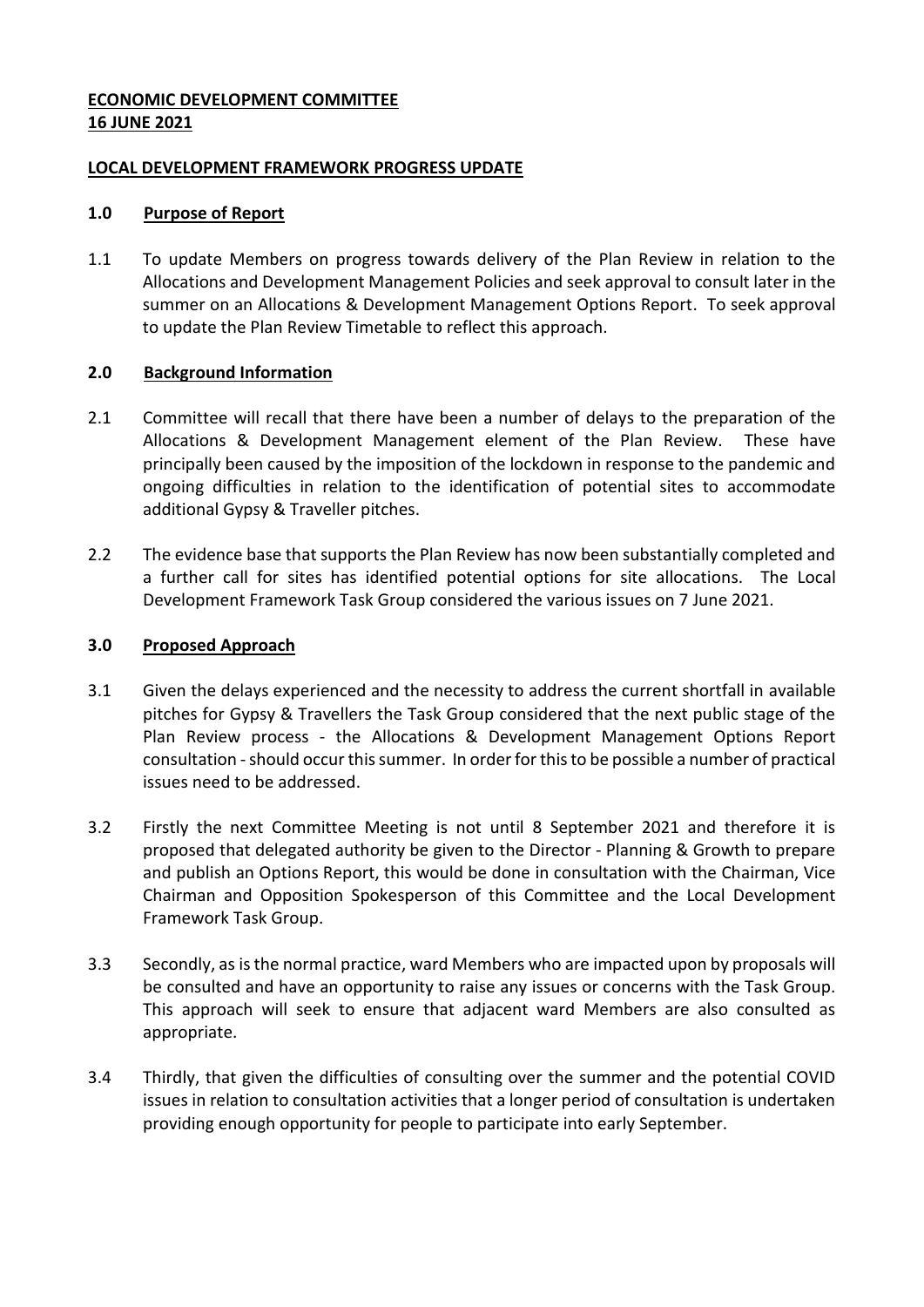**ECONOMIC DEVELOPMENT COMMITTEE**
**16 JUNE 2021**

**LOCAL DEVELOPMENT FRAMEWORK PROGRESS UPDATE**

## 1.0 Purpose of Report

1.1 To update Members on progress towards delivery of the Plan Review in relation to the Allocations and Development Management Policies and seek approval to consult later in the summer on an Allocations & Development Management Options Report. To seek approval to update the Plan Review Timetable to reflect this approach.

## 2.0 Background Information

2.1 Committee will recall that there have been a number of delays to the preparation of the Allocations & Development Management element of the Plan Review. These have principally been caused by the imposition of the lockdown in response to the pandemic and ongoing difficulties in relation to the identification of potential sites to accommodate additional Gypsy & Traveller pitches.

2.2 The evidence base that supports the Plan Review has now been substantially completed and a further call for sites has identified potential options for site allocations. The Local Development Framework Task Group considered the various issues on 7 June 2021.

## 3.0 Proposed Approach

3.1 Given the delays experienced and the necessity to address the current shortfall in available pitches for Gypsy & Travellers the Task Group considered that the next public stage of the Plan Review process - the Allocations & Development Management Options Report consultation - should occur this summer. In order for this to be possible a number of practical issues need to be addressed.

3.2 Firstly the next Committee Meeting is not until 8 September 2021 and therefore it is proposed that delegated authority be given to the Director - Planning & Growth to prepare and publish an Options Report, this would be done in consultation with the Chairman, Vice Chairman and Opposition Spokesperson of this Committee and the Local Development Framework Task Group.

3.3 Secondly, as is the normal practice, ward Members who are impacted upon by proposals will be consulted and have an opportunity to raise any issues or concerns with the Task Group. This approach will seek to ensure that adjacent ward Members are also consulted as appropriate.

3.4 Thirdly, that given the difficulties of consulting over the summer and the potential COVID issues in relation to consultation activities that a longer period of consultation is undertaken providing enough opportunity for people to participate into early September.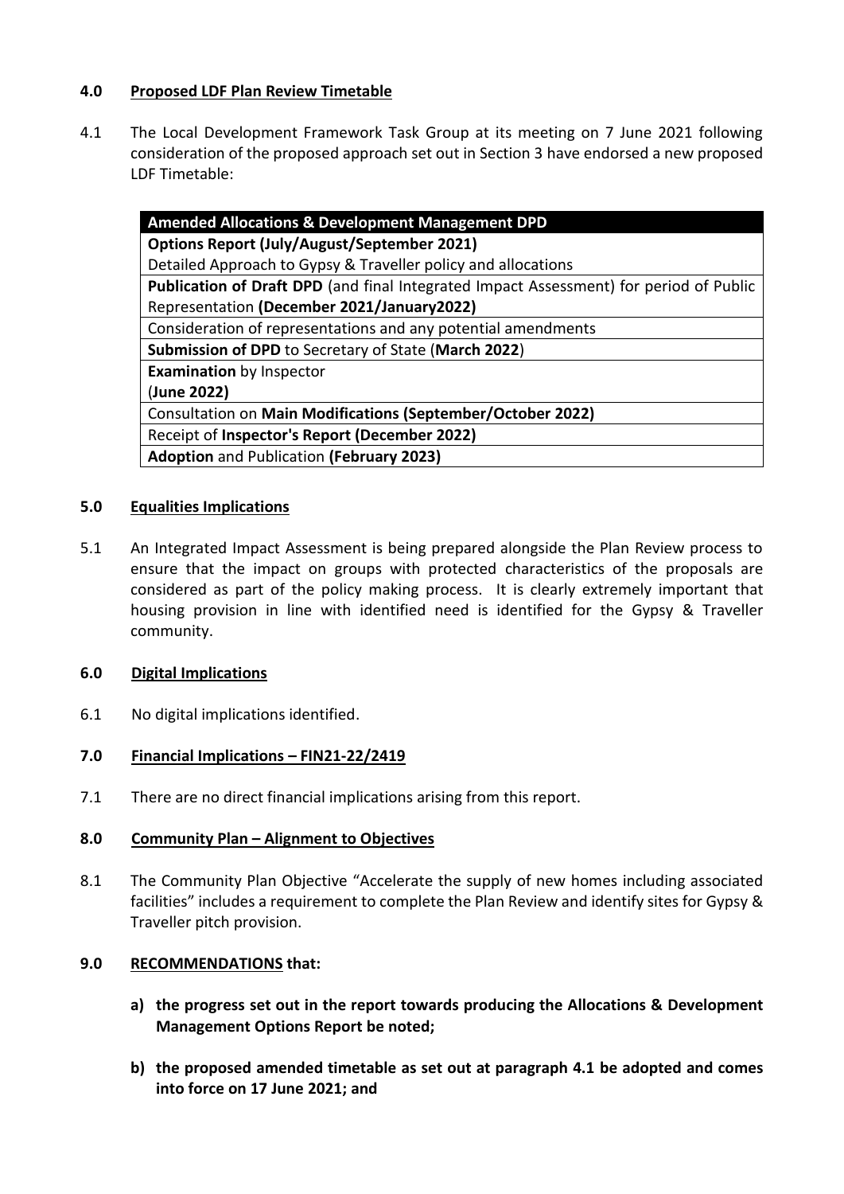## 4.0 Proposed LDF Plan Review Timetable

4.1 The Local Development Framework Task Group at its meeting on 7 June 2021 following consideration of the proposed approach set out in Section 3 have endorsed a new proposed LDF Timetable:

| **Amended Allocations & Development Management DPD** |
|---|
| **Options Report (July/August/September 2021)** |
| Detailed Approach to Gypsy & Traveller policy and allocations |
| **Publication of Draft DPD** (and final Integrated Impact Assessment) for period of Public Representation **(December 2021/January2022)** |
| Consideration of representations and any potential amendments |
| **Submission of DPD** to Secretary of State (**March 2022**) |
| **Examination** by Inspector (**June 2022)** |
| Consultation on **Main Modifications (September/October 2022)** |
| Receipt of **Inspector's Report (December 2022)** |
| **Adoption** and Publication **(February 2023)** |

## 5.0 Equalities Implications

5.1 An Integrated Impact Assessment is being prepared alongside the Plan Review process to ensure that the impact on groups with protected characteristics of the proposals are considered as part of the policy making process. It is clearly extremely important that housing provision in line with identified need is identified for the Gypsy & Traveller community.

## 6.0 Digital Implications

6.1 No digital implications identified.

## 7.0 Financial Implications – FIN21-22/2419

7.1 There are no direct financial implications arising from this report.

## 8.0 Community Plan – Alignment to Objectives

8.1 The Community Plan Objective "Accelerate the supply of new homes including associated facilities" includes a requirement to complete the Plan Review and identify sites for Gypsy & Traveller pitch provision.

## 9.0 RECOMMENDATIONS that:

**a) the progress set out in the report towards producing the Allocations & Development Management Options Report be noted;**

**b) the proposed amended timetable as set out at paragraph 4.1 be adopted and comes into force on 17 June 2021; and**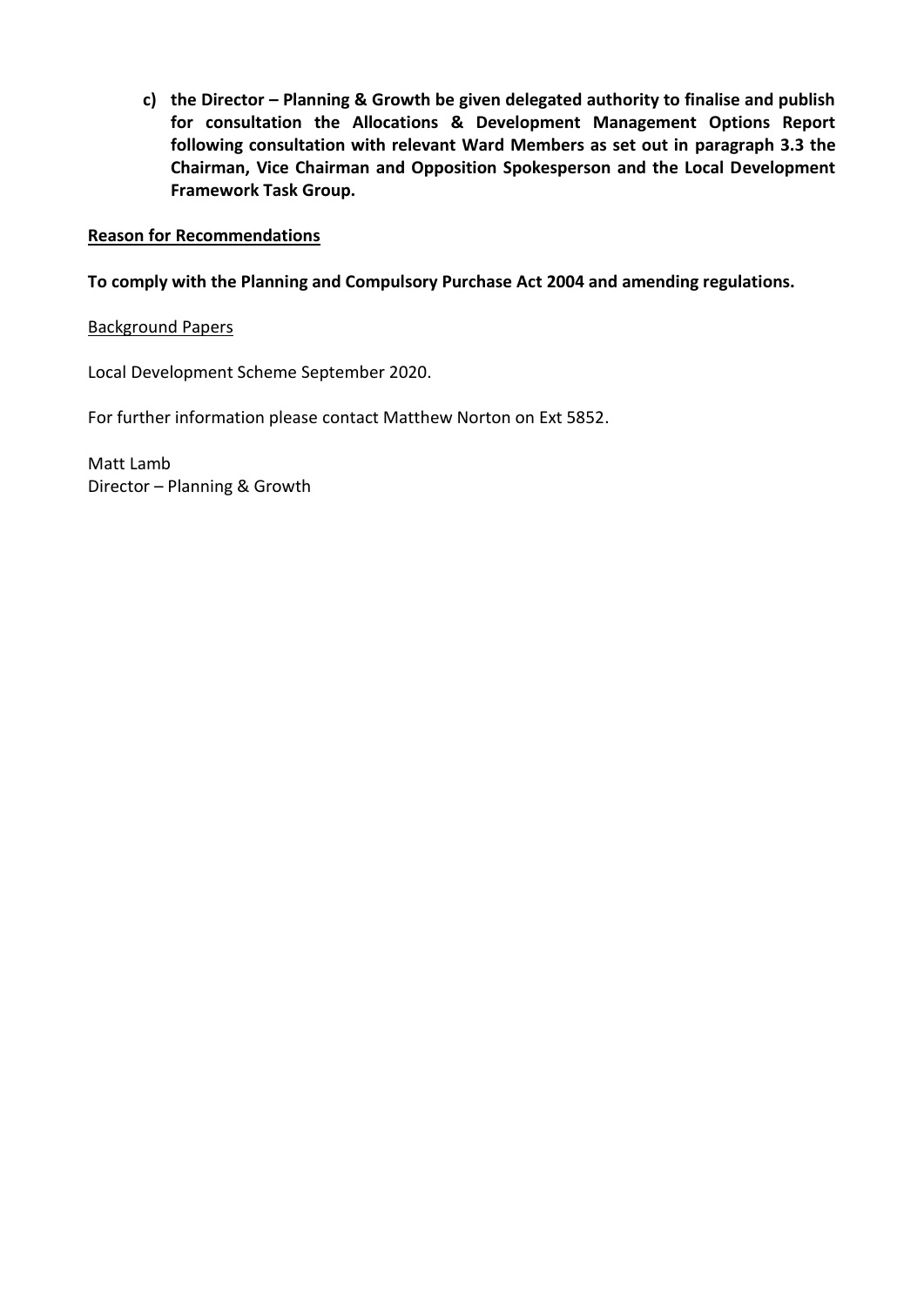c) **the Director – Planning & Growth be given delegated authority to finalise and publish for consultation the Allocations & Development Management Options Report following consultation with relevant Ward Members as set out in paragraph 3.3 the Chairman, Vice Chairman and Opposition Spokesperson and the Local Development Framework Task Group.**

**Reason for Recommendations**

**To comply with the Planning and Compulsory Purchase Act 2004 and amending regulations.**

Background Papers

Local Development Scheme September 2020.

For further information please contact Matthew Norton on Ext 5852.

Matt Lamb
Director – Planning & Growth